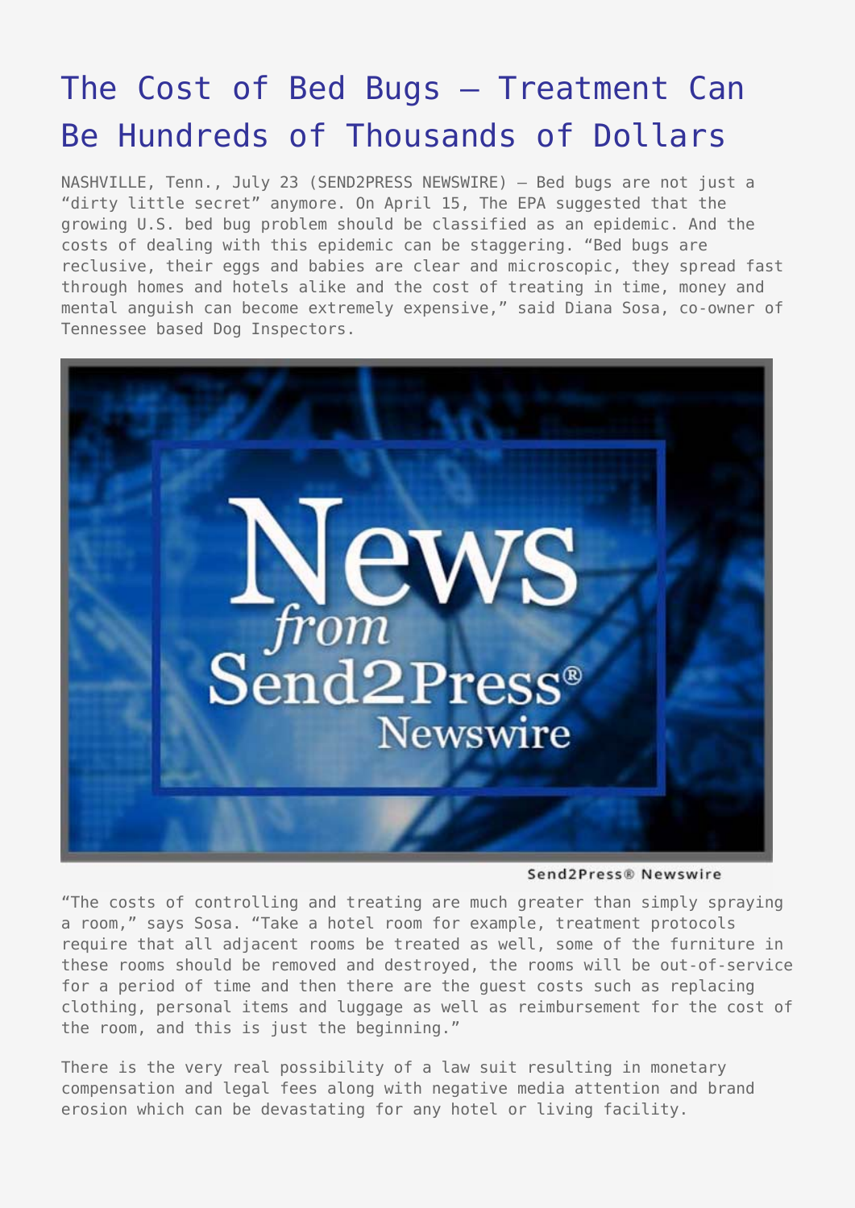# The Cost of Bed Bugs – Treatment Can Be Hundreds of Thousands of Dollars

NASHVILLE, Tenn., July 23 (SEND2PRESS NEWSWIRE) — Bed bugs are not just a "dirty little secret" anymore. On April 15, The EPA suggested that the growing U.S. bed bug problem should be classified as an epidemic. And the costs of dealing with this epidemic can be staggering. "Bed bugs are reclusive, their eggs and babies are clear and microscopic, they spread fast through homes and hotels alike and the cost of treating in time, money and mental anguish can become extremely expensive," said Diana Sosa, co-owner of Tennessee based Dog Inspectors.

Send2Press® Newswire

"The costs of controlling and treating are much greater than simply spraying a room," says Sosa. "Take a hotel room for example, treatment protocols require that all adjacent rooms be treated as well, some of the furniture in these rooms should be removed and destroyed, the rooms will be out-of-service for a period of time and then there are the guest costs such as replacing clothing, personal items and luggage as well as reimbursement for the cost of the room, and this is just the beginning."

There is the very real possibility of a law suit resulting in monetary compensation and legal fees along with negative media attention and brand erosion which can be devastating for any hotel or living facility.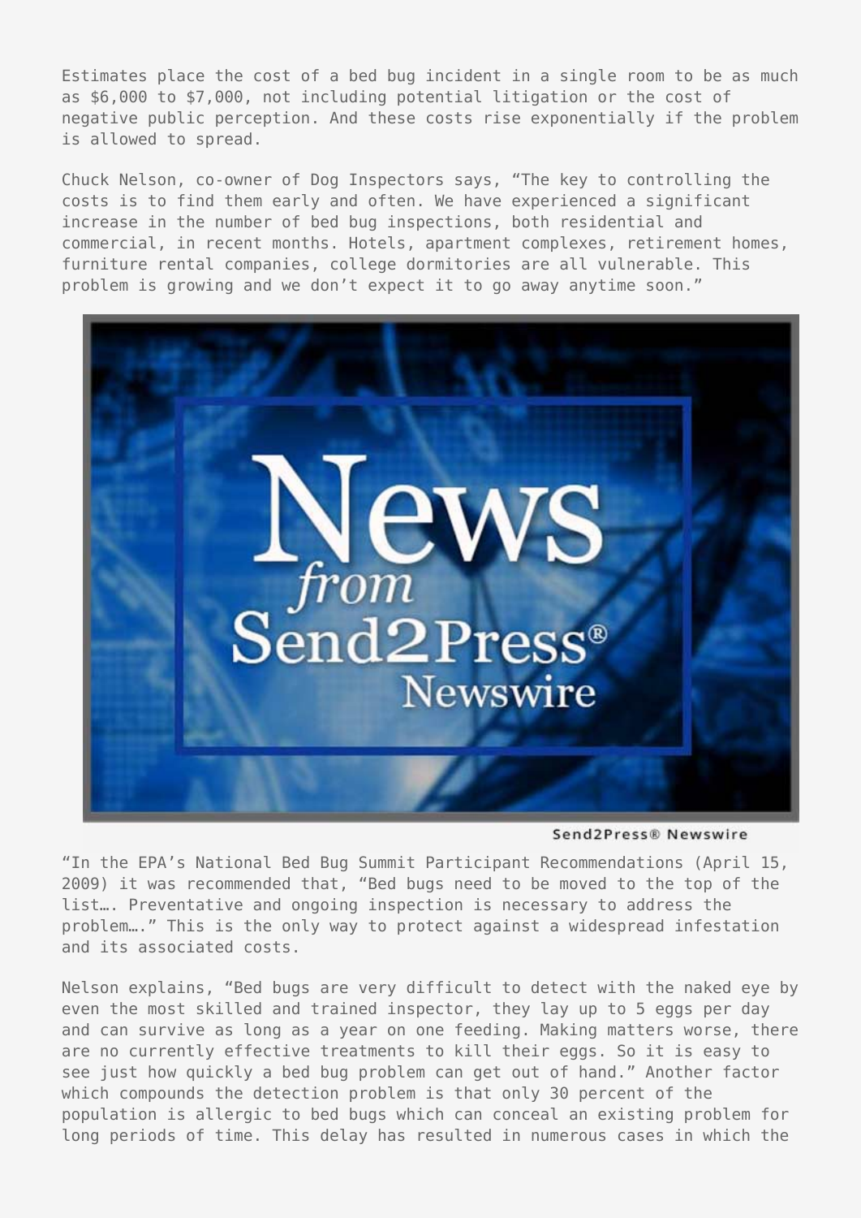Estimates place the cost of a bed bug incident in a single room to be as much as $6,000 to $7,000, not including potential litigation or the cost of negative public perception. And these costs rise exponentially if the problem is allowed to spread.

Chuck Nelson, co-owner of Dog Inspectors says, "The key to controlling the costs is to find them early and often. We have experienced a significant increase in the number of bed bug inspections, both residential and commercial, in recent months. Hotels, apartment complexes, retirement homes, furniture rental companies, college dormitories are all vulnerable. This problem is growing and we don't expect it to go away anytime soon."

Send2Press® Newswire

"In the EPA's National Bed Bug Summit Participant Recommendations (April 15, 2009) it was recommended that, "Bed bugs need to be moved to the top of the list…. Preventative and ongoing inspection is necessary to address the problem…." This is the only way to protect against a widespread infestation and its associated costs.

Nelson explains, "Bed bugs are very difficult to detect with the naked eye by even the most skilled and trained inspector, they lay up to 5 eggs per day and can survive as long as a year on one feeding. Making matters worse, there are no currently effective treatments to kill their eggs. So it is easy to see just how quickly a bed bug problem can get out of hand." Another factor which compounds the detection problem is that only 30 percent of the population is allergic to bed bugs which can conceal an existing problem for long periods of time. This delay has resulted in numerous cases in which the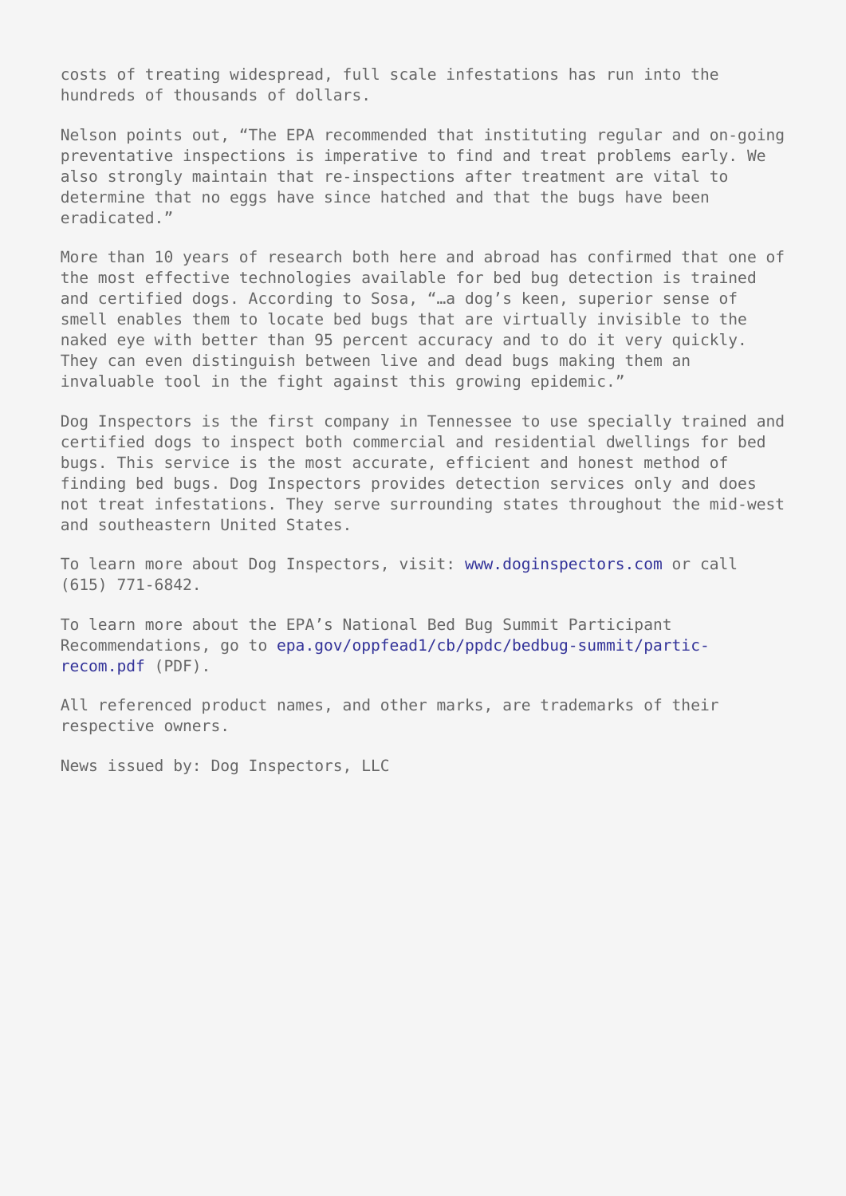costs of treating widespread, full scale infestations has run into the hundreds of thousands of dollars.

Nelson points out, “The EPA recommended that instituting regular and on-going preventative inspections is imperative to find and treat problems early. We also strongly maintain that re-inspections after treatment are vital to determine that no eggs have since hatched and that the bugs have been eradicated.”

More than 10 years of research both here and abroad has confirmed that one of the most effective technologies available for bed bug detection is trained and certified dogs. According to Sosa, “…a dog’s keen, superior sense of smell enables them to locate bed bugs that are virtually invisible to the naked eye with better than 95 percent accuracy and to do it very quickly. They can even distinguish between live and dead bugs making them an invaluable tool in the fight against this growing epidemic.”

Dog Inspectors is the first company in Tennessee to use specially trained and certified dogs to inspect both commercial and residential dwellings for bed bugs. This service is the most accurate, efficient and honest method of finding bed bugs. Dog Inspectors provides detection services only and does not treat infestations. They serve surrounding states throughout the mid-west and southeastern United States.

To learn more about Dog Inspectors, visit: www.doginspectors.com or call (615) 771-6842.

To learn more about the EPA’s National Bed Bug Summit Participant Recommendations, go to epa.gov/oppfead1/cb/ppdc/bedbug-summit/partic-recom.pdf (PDF).

All referenced product names, and other marks, are trademarks of their respective owners.

News issued by: Dog Inspectors, LLC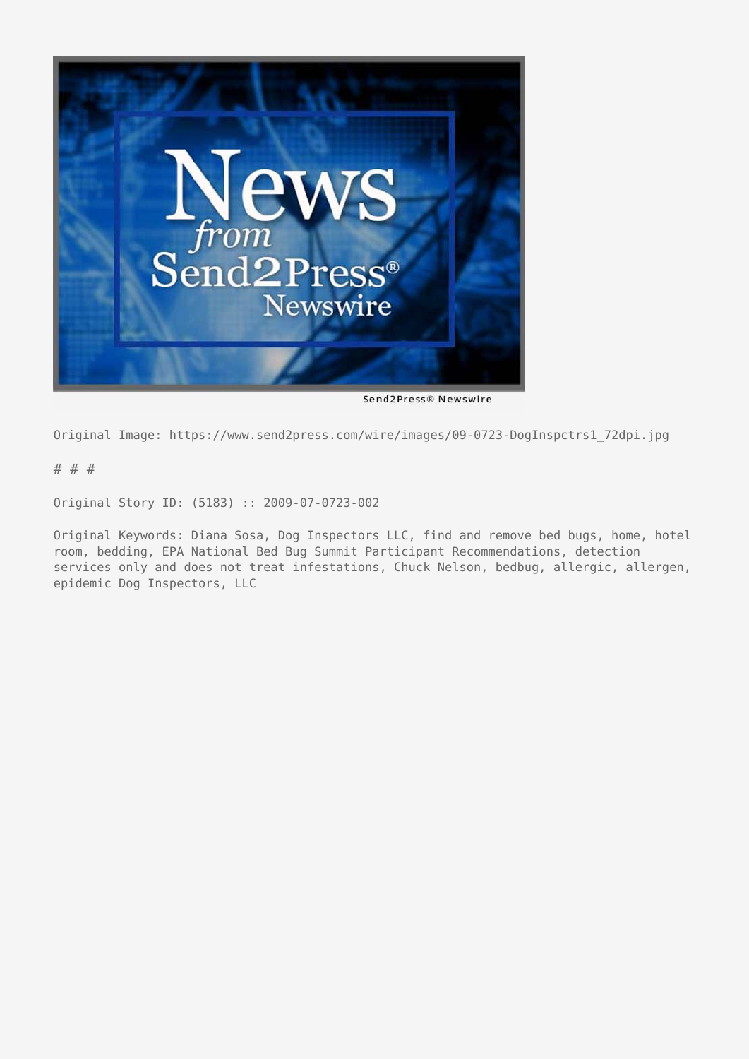Send2Press® Newswire

Original Image: https://www.send2press.com/wire/images/09-0723-DogInspctrs1_72dpi.jpg

# # #

Original Story ID: (5183) :: 2009-07-0723-002

Original Keywords: Diana Sosa, Dog Inspectors LLC, find and remove bed bugs, home, hotel room, bedding, EPA National Bed Bug Summit Participant Recommendations, detection services only and does not treat infestations, Chuck Nelson, bedbug, allergic, allergen, epidemic Dog Inspectors, LLC